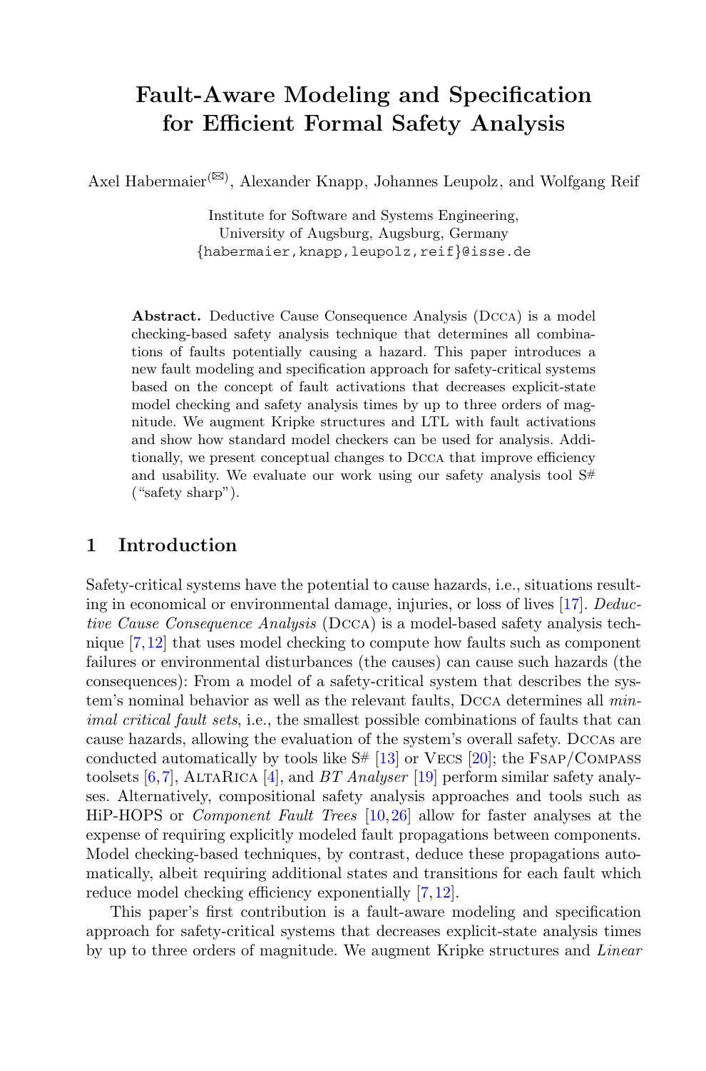# Fault-Aware Modeling and Specification for Efficient Formal Safety Analysis

Axel Habermaier(✉), Alexander Knapp, Johannes Leupolz, and Wolfgang Reif

Institute for Software and Systems Engineering,
University of Augsburg, Augsburg, Germany
{habermaier,knapp,leupolz,reif}@isse.de

**Abstract.** Deductive Cause Consequence Analysis (Dcca) is a model checking-based safety analysis technique that determines all combinations of faults potentially causing a hazard. This paper introduces a new fault modeling and specification approach for safety-critical systems based on the concept of fault activations that decreases explicit-state model checking and safety analysis times by up to three orders of magnitude. We augment Kripke structures and LTL with fault activations and show how standard model checkers can be used for analysis. Additionally, we present conceptual changes to Dcca that improve efficiency and usability. We evaluate our work using our safety analysis tool S# ("safety sharp").

## 1 Introduction

Safety-critical systems have the potential to cause hazards, i.e., situations resulting in economical or environmental damage, injuries, or loss of lives [17]. *Deductive Cause Consequence Analysis* (Dcca) is a model-based safety analysis technique [7,12] that uses model checking to compute how faults such as component failures or environmental disturbances (the causes) can cause such hazards (the consequences): From a model of a safety-critical system that describes the system's nominal behavior as well as the relevant faults, Dcca determines all *minimal critical fault sets*, i.e., the smallest possible combinations of faults that can cause hazards, allowing the evaluation of the system's overall safety. Dccas are conducted automatically by tools like S# [13] or Vecs [20]; the Fsap/Compass toolsets [6,7], AltaRica [4], and *BT Analyser* [19] perform similar safety analyses. Alternatively, compositional safety analysis approaches and tools such as HiP-HOPS or *Component Fault Trees* [10,26] allow for faster analyses at the expense of requiring explicitly modeled fault propagations between components. Model checking-based techniques, by contrast, deduce these propagations automatically, albeit requiring additional states and transitions for each fault which reduce model checking efficiency exponentially [7,12].

This paper's first contribution is a fault-aware modeling and specification approach for safety-critical systems that decreases explicit-state analysis times by up to three orders of magnitude. We augment Kripke structures and *Linear*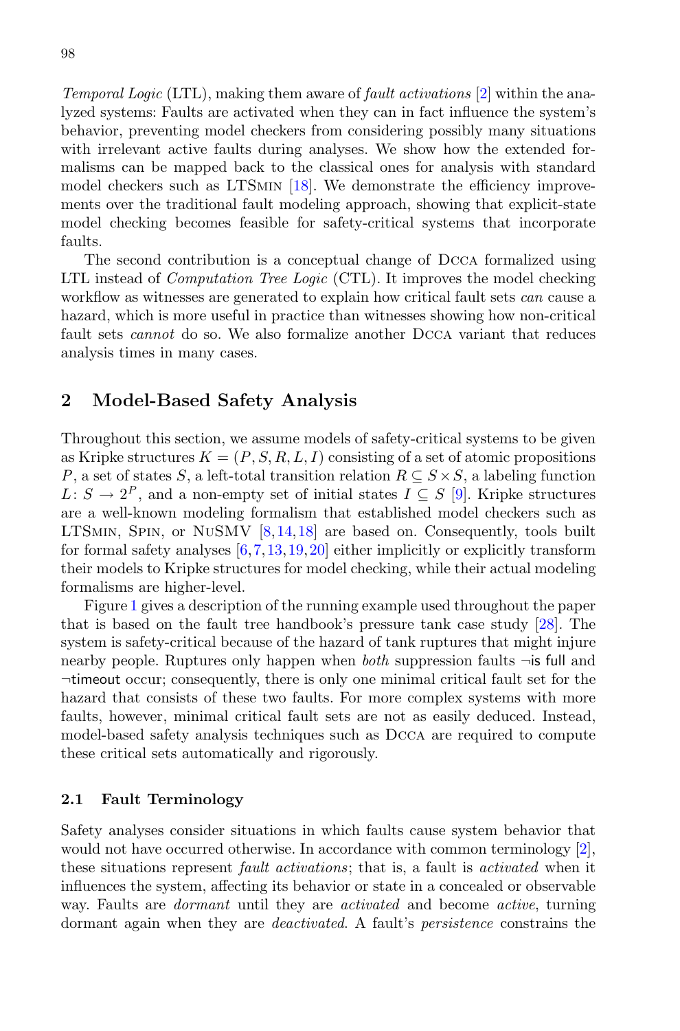*Temporal Logic* (LTL), making them aware of *fault activations* [2] within the analyzed systems: Faults are activated when they can in fact influence the system's behavior, preventing model checkers from considering possibly many situations with irrelevant active faults during analyses. We show how the extended formalisms can be mapped back to the classical ones for analysis with standard model checkers such as LTSmin [18]. We demonstrate the efficiency improvements over the traditional fault modeling approach, showing that explicit-state model checking becomes feasible for safety-critical systems that incorporate faults.

The second contribution is a conceptual change of Dcca formalized using LTL instead of *Computation Tree Logic* (CTL). It improves the model checking workflow as witnesses are generated to explain how critical fault sets *can* cause a hazard, which is more useful in practice than witnesses showing how non-critical fault sets *cannot* do so. We also formalize another Dcca variant that reduces analysis times in many cases.

## 2 Model-Based Safety Analysis

Throughout this section, we assume models of safety-critical systems to be given as Kripke structures $K = (P, S, R, L, I)$ consisting of a set of atomic propositions $P$, a set of states $S$, a left-total transition relation $R \subseteq S \times S$, a labeling function $L\colon S \to 2^P$, and a non-empty set of initial states $I \subseteq S$ [9]. Kripke structures are a well-known modeling formalism that established model checkers such as LTSmin, Spin, or NuSMV [8,14,18] are based on. Consequently, tools built for formal safety analyses [6,7,13,19,20] either implicitly or explicitly transform their models to Kripke structures for model checking, while their actual modeling formalisms are higher-level.

Figure 1 gives a description of the running example used throughout the paper that is based on the fault tree handbook's pressure tank case study [28]. The system is safety-critical because of the hazard of tank ruptures that might injure nearby people. Ruptures only happen when *both* suppression faults $\neg$is full and $\neg$timeout occur; consequently, there is only one minimal critical fault set for the hazard that consists of these two faults. For more complex systems with more faults, however, minimal critical fault sets are not as easily deduced. Instead, model-based safety analysis techniques such as Dcca are required to compute these critical sets automatically and rigorously.

### 2.1 Fault Terminology

Safety analyses consider situations in which faults cause system behavior that would not have occurred otherwise. In accordance with common terminology [2], these situations represent *fault activations*; that is, a fault is *activated* when it influences the system, affecting its behavior or state in a concealed or observable way. Faults are *dormant* until they are *activated* and become *active*, turning dormant again when they are *deactivated*. A fault's *persistence* constrains the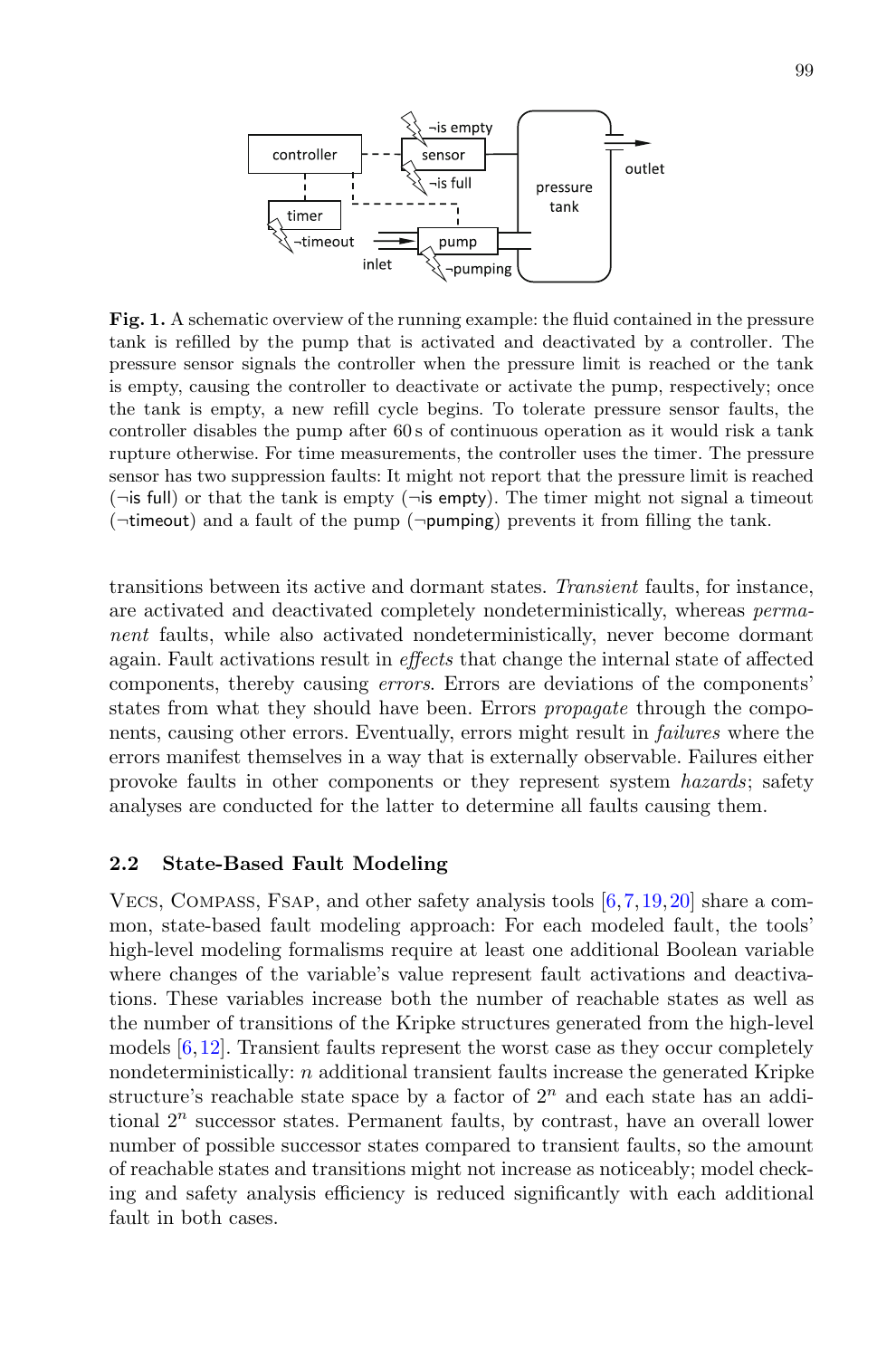controller

sensor

¬is empty

¬is full

timer

¬timeout

pump

inlet

¬pumping

pressure tank

outlet

**Fig. 1.** A schematic overview of the running example: the fluid contained in the pressure tank is refilled by the pump that is activated and deactivated by a controller. The pressure sensor signals the controller when the pressure limit is reached or the tank is empty, causing the controller to deactivate or activate the pump, respectively; once the tank is empty, a new refill cycle begins. To tolerate pressure sensor faults, the controller disables the pump after 60 s of continuous operation as it would risk a tank rupture otherwise. For time measurements, the controller uses the timer. The pressure sensor has two suppression faults: It might not report that the pressure limit is reached (¬is full) or that the tank is empty (¬is empty). The timer might not signal a timeout (¬timeout) and a fault of the pump (¬pumping) prevents it from filling the tank.

transitions between its active and dormant states. *Transient* faults, for instance, are activated and deactivated completely nondeterministically, whereas *permanent* faults, while also activated nondeterministically, never become dormant again. Fault activations result in *effects* that change the internal state of affected components, thereby causing *errors*. Errors are deviations of the components' states from what they should have been. Errors *propagate* through the components, causing other errors. Eventually, errors might result in *failures* where the errors manifest themselves in a way that is externally observable. Failures either provoke faults in other components or they represent system *hazards*; safety analyses are conducted for the latter to determine all faults causing them.

### 2.2 State-Based Fault Modeling

Vecs, Compass, Fsap, and other safety analysis tools [6,7,19,20] share a common, state-based fault modeling approach: For each modeled fault, the tools' high-level modeling formalisms require at least one additional Boolean variable where changes of the variable's value represent fault activations and deactivations. These variables increase both the number of reachable states as well as the number of transitions of the Kripke structures generated from the high-level models [6,12]. Transient faults represent the worst case as they occur completely nondeterministically: $n$ additional transient faults increase the generated Kripke structure's reachable state space by a factor of $2^n$ and each state has an additional $2^n$ successor states. Permanent faults, by contrast, have an overall lower number of possible successor states compared to transient faults, so the amount of reachable states and transitions might not increase as noticeably; model checking and safety analysis efficiency is reduced significantly with each additional fault in both cases.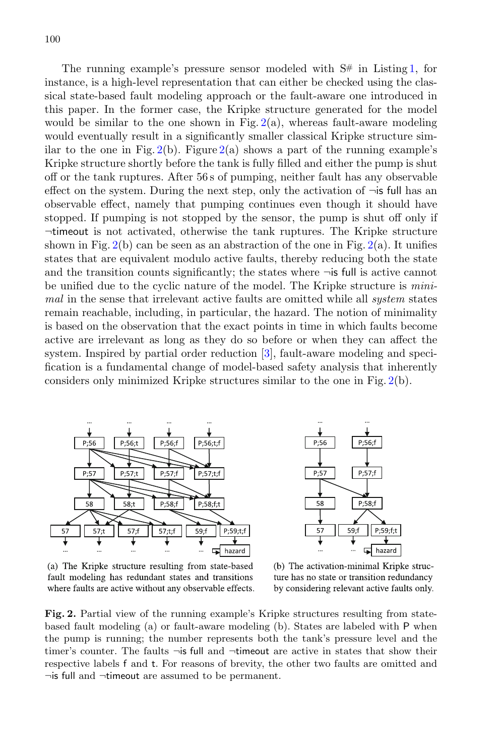The running example's pressure sensor modeled with S# in Listing 1, for instance, is a high-level representation that can either be checked using the classical state-based fault modeling approach or the fault-aware one introduced in this paper. In the former case, the Kripke structure generated for the model would be similar to the one shown in Fig. 2(a), whereas fault-aware modeling would eventually result in a significantly smaller classical Kripke structure similar to the one in Fig. 2(b). Figure 2(a) shows a part of the running example's Kripke structure shortly before the tank is fully filled and either the pump is shut off or the tank ruptures. After 56 s of pumping, neither fault has any observable effect on the system. During the next step, only the activation of ¬is full has an observable effect, namely that pumping continues even though it should have stopped. If pumping is not stopped by the sensor, the pump is shut off only if ¬timeout is not activated, otherwise the tank ruptures. The Kripke structure shown in Fig. 2(b) can be seen as an abstraction of the one in Fig. 2(a). It unifies states that are equivalent modulo active faults, thereby reducing both the state and the transition counts significantly; the states where ¬is full is active cannot be unified due to the cyclic nature of the model. The Kripke structure is *minimal* in the sense that irrelevant active faults are omitted while all *system* states remain reachable, including, in particular, the hazard. The notion of minimality is based on the observation that the exact points in time in which faults become active are irrelevant as long as they do so before or when they can affect the system. Inspired by partial order reduction [3], fault-aware modeling and specification is a fundamental change of model-based safety analysis that inherently considers only minimized Kripke structures similar to the one in Fig. 2(b).

(a) The Kripke structure resulting from state-based fault modeling has redundant states and transitions where faults are active without any observable effects.

(b) The activation-minimal Kripke structure has no state or transition redundancy by considering relevant active faults only.

**Fig. 2.** Partial view of the running example's Kripke structures resulting from state-based fault modeling (a) or fault-aware modeling (b). States are labeled with P when the pump is running; the number represents both the tank's pressure level and the timer's counter. The faults ¬is full and ¬timeout are active in states that show their respective labels f and t. For reasons of brevity, the other two faults are omitted and ¬is full and ¬timeout are assumed to be permanent.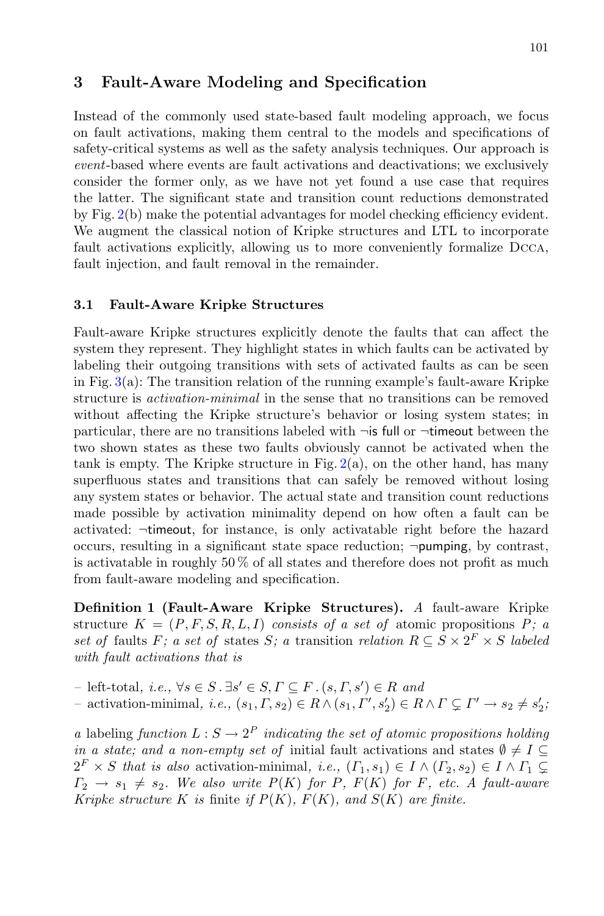## 3 Fault-Aware Modeling and Specification

Instead of the commonly used state-based fault modeling approach, we focus on fault activations, making them central to the models and specifications of safety-critical systems as well as the safety analysis techniques. Our approach is *event*-based where events are fault activations and deactivations; we exclusively consider the former only, as we have not yet found a use case that requires the latter. The significant state and transition count reductions demonstrated by Fig. 2(b) make the potential advantages for model checking efficiency evident. We augment the classical notion of Kripke structures and LTL to incorporate fault activations explicitly, allowing us to more conveniently formalize DCCA, fault injection, and fault removal in the remainder.

### 3.1 Fault-Aware Kripke Structures

Fault-aware Kripke structures explicitly denote the faults that can affect the system they represent. They highlight states in which faults can be activated by labeling their outgoing transitions with sets of activated faults as can be seen in Fig. 3(a): The transition relation of the running example's fault-aware Kripke structure is *activation-minimal* in the sense that no transitions can be removed without affecting the Kripke structure's behavior or losing system states; in particular, there are no transitions labeled with $\neg$is full or $\neg$timeout between the two shown states as these two faults obviously cannot be activated when the tank is empty. The Kripke structure in Fig. 2(a), on the other hand, has many superfluous states and transitions that can safely be removed without losing any system states or behavior. The actual state and transition count reductions made possible by activation minimality depend on how often a fault can be activated: $\neg$timeout, for instance, is only activatable right before the hazard occurs, resulting in a significant state space reduction; $\neg$pumping, by contrast, is activatable in roughly 50 % of all states and therefore does not profit as much from fault-aware modeling and specification.

**Definition 1 (Fault-Aware Kripke Structures).** *A* fault-aware Kripke structure $K = (P, F, S, R, L, I)$ *consists of a set of* atomic propositions $P$*; a set of* faults $F$*; a set of* states $S$*; a* transition *relation* $R \subseteq S \times 2^F \times S$ *labeled with fault activations that is*

- left-total*, i.e.,* $\forall s \in S \,.\, \exists s' \in S, \Gamma \subseteq F \,.\, (s, \Gamma, s') \in R$ *and*
- activation-minimal*, i.e.,* $(s_1, \Gamma, s_2) \in R \wedge (s_1, \Gamma', s_2') \in R \wedge \Gamma \subsetneq \Gamma' \rightarrow s_2 \neq s_2'$*;*

*a* labeling *function* $L : S \rightarrow 2^P$ *indicating the set of atomic propositions holding in a state; and a non-empty set of* initial fault activations and states $\emptyset \neq I \subseteq 2^F \times S$ *that is also* activation-minimal*, i.e.,* $(\Gamma_1, s_1) \in I \wedge (\Gamma_2, s_2) \in I \wedge \Gamma_1 \subsetneq \Gamma_2 \rightarrow s_1 \neq s_2$*. We also write* $P(K)$ *for* $P$*,* $F(K)$ *for* $F$*, etc. A fault-aware Kripke structure* $K$ *is* finite *if* $P(K)$*,* $F(K)$*, and* $S(K)$ *are finite.*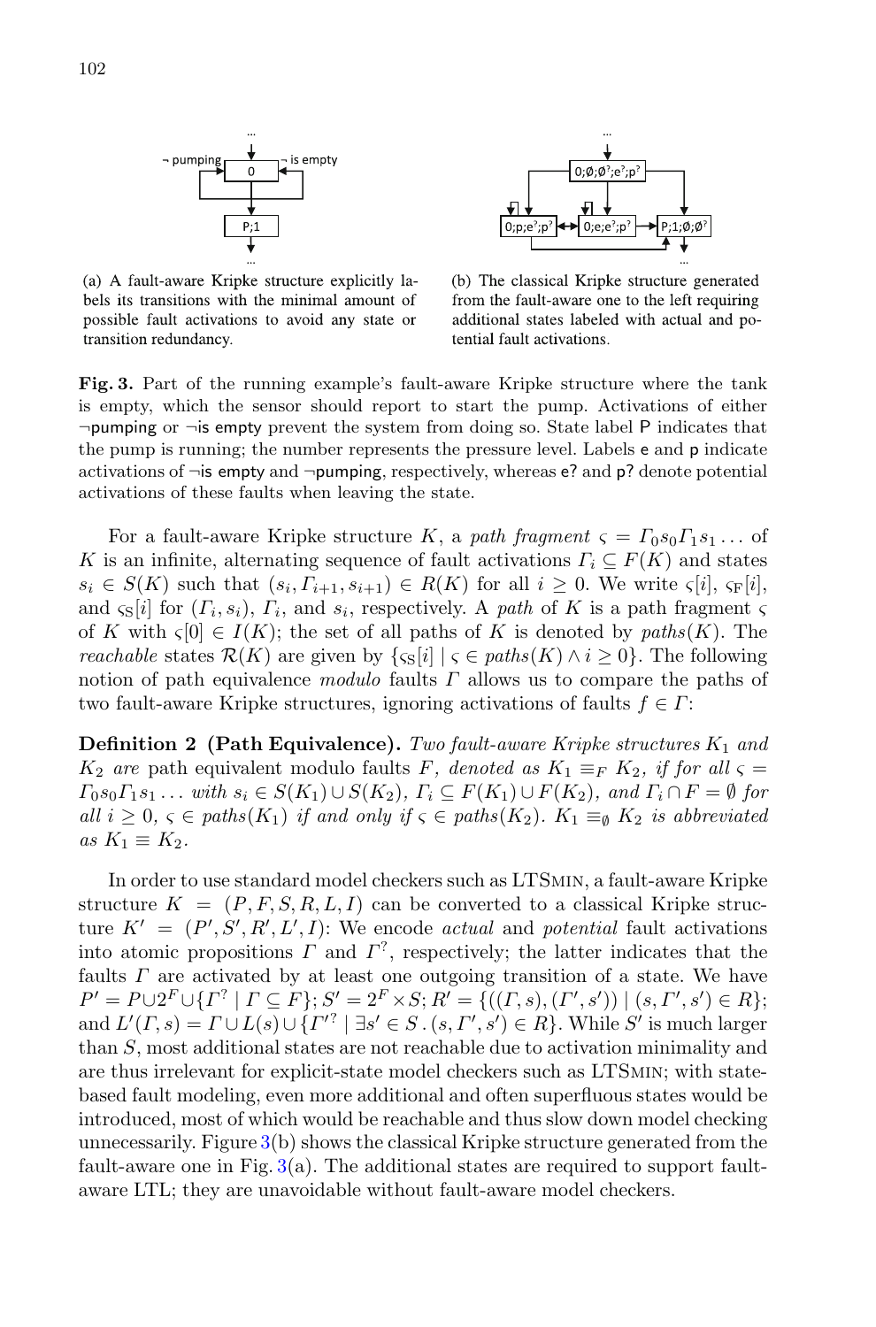(a) A fault-aware Kripke structure explicitly labels its transitions with the minimal amount of possible fault activations to avoid any state or transition redundancy.

(b) The classical Kripke structure generated from the fault-aware one to the left requiring additional states labeled with actual and potential fault activations.

**Fig. 3.** Part of the running example's fault-aware Kripke structure where the tank is empty, which the sensor should report to start the pump. Activations of either ¬pumping or ¬is empty prevent the system from doing so. State label P indicates that the pump is running; the number represents the pressure level. Labels e and p indicate activations of ¬is empty and ¬pumping, respectively, whereas e? and p? denote potential activations of these faults when leaving the state.

For a fault-aware Kripke structure $K$, a *path fragment* $\varsigma = \Gamma_0 s_0 \Gamma_1 s_1 \ldots$ of $K$ is an infinite, alternating sequence of fault activations $\Gamma_i \subseteq F(K)$ and states $s_i \in S(K)$ such that $(s_i, \Gamma_{i+1}, s_{i+1}) \in R(K)$ for all $i \geq 0$. We write $\varsigma[i]$, $\varsigma_{\mathrm{F}}[i]$, and $\varsigma_{\mathrm{S}}[i]$ for $(\Gamma_i, s_i)$, $\Gamma_i$, and $s_i$, respectively. A *path* of $K$ is a path fragment $\varsigma$ of $K$ with $\varsigma[0] \in I(K)$; the set of all paths of $K$ is denoted by $paths(K)$. The *reachable* states $\mathcal{R}(K)$ are given by $\{\varsigma_{\mathrm{S}}[i] \mid \varsigma \in paths(K) \wedge i \geq 0\}$. The following notion of path equivalence *modulo* faults $\Gamma$ allows us to compare the paths of two fault-aware Kripke structures, ignoring activations of faults $f \in \Gamma$:

**Definition 2 (Path Equivalence).** *Two fault-aware Kripke structures $K_1$ and $K_2$ are* path equivalent modulo faults $F$*, denoted as $K_1 \equiv_F K_2$, if for all $\varsigma = \Gamma_0 s_0 \Gamma_1 s_1 \ldots$ with $s_i \in S(K_1) \cup S(K_2)$, $\Gamma_i \subseteq F(K_1) \cup F(K_2)$, and $\Gamma_i \cap F = \emptyset$ for all $i \geq 0$, $\varsigma \in paths(K_1)$ if and only if $\varsigma \in paths(K_2)$. $K_1 \equiv_\emptyset K_2$ is abbreviated as $K_1 \equiv K_2$.*

In order to use standard model checkers such as LTSmin, a fault-aware Kripke structure $K = (P, F, S, R, L, I)$ can be converted to a classical Kripke structure $K' = (P', S', R', L', I)$: We encode *actual* and *potential* fault activations into atomic propositions $\Gamma$ and $\Gamma^?$, respectively; the latter indicates that the faults $\Gamma$ are activated by at least one outgoing transition of a state. We have $P' = P \cup 2^F \cup \{\Gamma^? \mid \Gamma \subseteq F\}$; $S' = 2^F \times S$; $R' = \{((\Gamma, s), (\Gamma', s')) \mid (s, \Gamma', s') \in R\}$; and $L'(\Gamma, s) = \Gamma \cup L(s) \cup \{\Gamma'^? \mid \exists s' \in S \,.\, (s, \Gamma', s') \in R\}$. While $S'$ is much larger than $S$, most additional states are not reachable due to activation minimality and are thus irrelevant for explicit-state model checkers such as LTSmin; with state-based fault modeling, even more additional and often superfluous states would be introduced, most of which would be reachable and thus slow down model checking unnecessarily. Figure 3(b) shows the classical Kripke structure generated from the fault-aware one in Fig. 3(a). The additional states are required to support fault-aware LTL; they are unavoidable without fault-aware model checkers.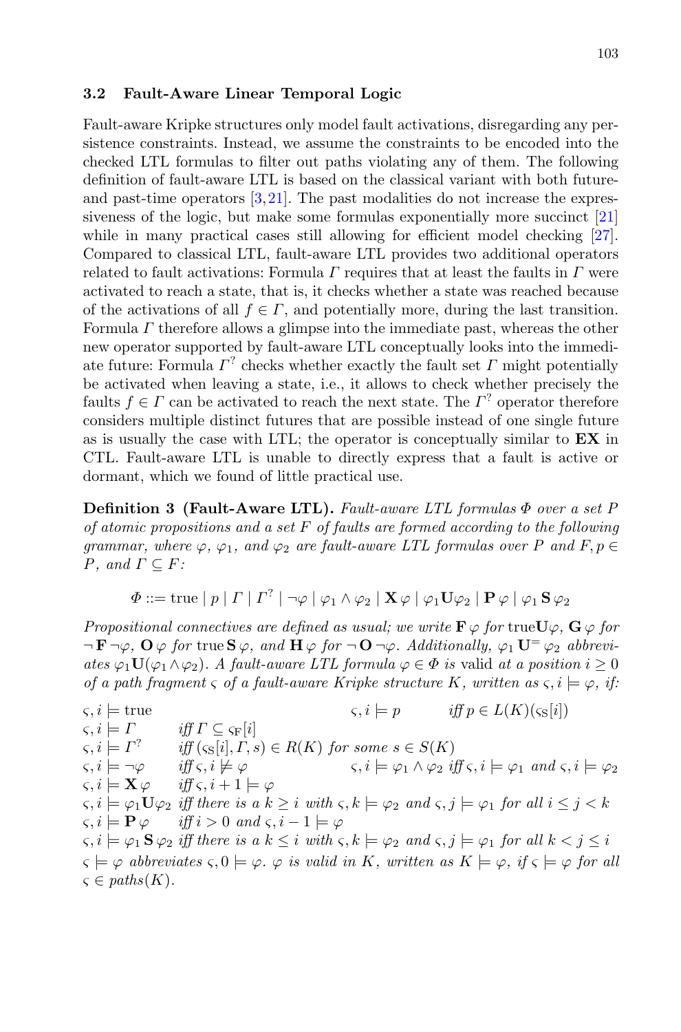### 3.2 Fault-Aware Linear Temporal Logic

Fault-aware Kripke structures only model fault activations, disregarding any persistence constraints. Instead, we assume the constraints to be encoded into the checked LTL formulas to filter out paths violating any of them. The following definition of fault-aware LTL is based on the classical variant with both future- and past-time operators [3,21]. The past modalities do not increase the expressiveness of the logic, but make some formulas exponentially more succinct [21] while in many practical cases still allowing for efficient model checking [27]. Compared to classical LTL, fault-aware LTL provides two additional operators related to fault activations: Formula $\Gamma$ requires that at least the faults in $\Gamma$ were activated to reach a state, that is, it checks whether a state was reached because of the activations of all $f \in \Gamma$, and potentially more, during the last transition. Formula $\Gamma$ therefore allows a glimpse into the immediate past, whereas the other new operator supported by fault-aware LTL conceptually looks into the immediate future: Formula $\Gamma^?$ checks whether exactly the fault set $\Gamma$ might potentially be activated when leaving a state, i.e., it allows to check whether precisely the faults $f \in \Gamma$ can be activated to reach the next state. The $\Gamma^?$ operator therefore considers multiple distinct futures that are possible instead of one single future as is usually the case with LTL; the operator is conceptually similar to **EX** in CTL. Fault-aware LTL is unable to directly express that a fault is active or dormant, which we found of little practical use.

**Definition 3 (Fault-Aware LTL).** *Fault-aware LTL formulas $\Phi$ over a set $P$ of atomic propositions and a set $F$ of faults are formed according to the following grammar, where $\varphi$, $\varphi_1$, and $\varphi_2$ are fault-aware LTL formulas over $P$ and $F, p \in P$, and $\Gamma \subseteq F$:*

$$\Phi ::= \text{true} \mid p \mid \Gamma \mid \Gamma^? \mid \neg\varphi \mid \varphi_1 \wedge \varphi_2 \mid \mathbf{X}\,\varphi \mid \varphi_1 \mathbf{U} \varphi_2 \mid \mathbf{P}\,\varphi \mid \varphi_1\,\mathbf{S}\,\varphi_2$$

*Propositional connectives are defined as usual; we write $\mathbf{F}\,\varphi$ for $\text{true}\mathbf{U}\varphi$, $\mathbf{G}\,\varphi$ for $\neg\,\mathbf{F}\,\neg\varphi$, $\mathbf{O}\,\varphi$ for $\text{true}\,\mathbf{S}\,\varphi$, and $\mathbf{H}\,\varphi$ for $\neg\,\mathbf{O}\,\neg\varphi$. Additionally, $\varphi_1\,\mathbf{U}^=\,\varphi_2$ abbreviates $\varphi_1 \mathbf{U}(\varphi_1 \wedge \varphi_2)$. A fault-aware LTL formula $\varphi \in \Phi$ is* valid *at a position $i \geq 0$ of a path fragment $\varsigma$ of a fault-aware Kripke structure $K$, written as $\varsigma, i \models \varphi$, if:*

- $\varsigma, i \models \text{true}$
- $\varsigma, i \models p$ *iff* $p \in L(K)(\varsigma_S[i])$
- $\varsigma, i \models \Gamma$ *iff* $\Gamma \subseteq \varsigma_F[i]$
- $\varsigma, i \models \Gamma^?$ *iff* $(\varsigma_S[i], \Gamma, s) \in R(K)$ *for some* $s \in S(K)$
- $\varsigma, i \models \neg\varphi$ *iff* $\varsigma, i \not\models \varphi$
- $\varsigma, i \models \varphi_1 \wedge \varphi_2$ *iff* $\varsigma, i \models \varphi_1$ *and* $\varsigma, i \models \varphi_2$
- $\varsigma, i \models \mathbf{X}\,\varphi$ *iff* $\varsigma, i+1 \models \varphi$
- $\varsigma, i \models \varphi_1 \mathbf{U} \varphi_2$ *iff there is a* $k \geq i$ *with* $\varsigma, k \models \varphi_2$ *and* $\varsigma, j \models \varphi_1$ *for all* $i \leq j < k$
- $\varsigma, i \models \mathbf{P}\,\varphi$ *iff* $i > 0$ *and* $\varsigma, i-1 \models \varphi$
- $\varsigma, i \models \varphi_1\,\mathbf{S}\,\varphi_2$ *iff there is a* $k \leq i$ *with* $\varsigma, k \models \varphi_2$ *and* $\varsigma, j \models \varphi_1$ *for all* $k < j \leq i$

*$\varsigma \models \varphi$ abbreviates $\varsigma, 0 \models \varphi$. $\varphi$ is valid in $K$, written as $K \models \varphi$, if $\varsigma \models \varphi$ for all $\varsigma \in paths(K)$.*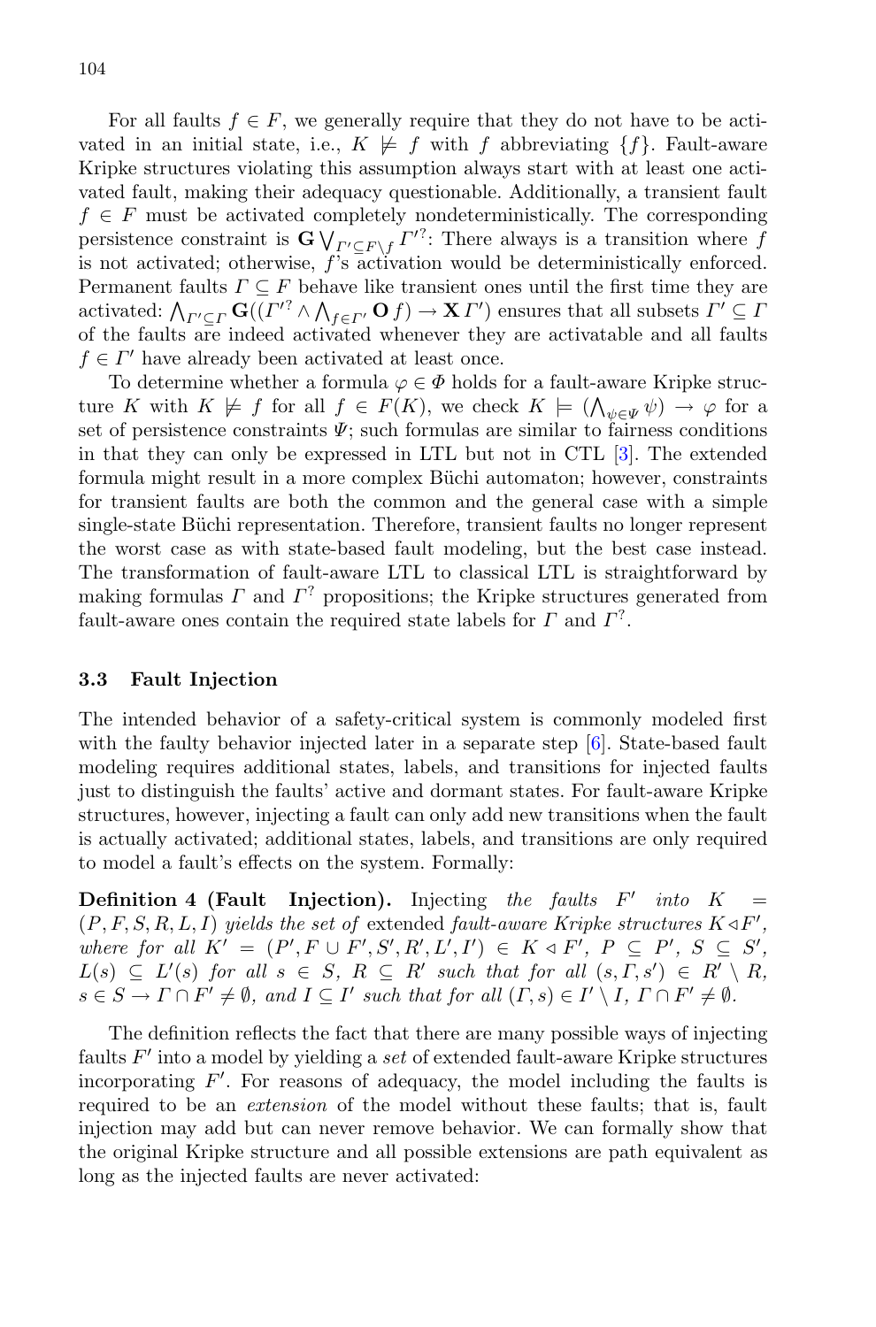For all faults $f \in F$, we generally require that they do not have to be activated in an initial state, i.e., $K \not\models f$ with $f$ abbreviating $\{f\}$. Fault-aware Kripke structures violating this assumption always start with at least one activated fault, making their adequacy questionable. Additionally, a transient fault $f \in F$ must be activated completely nondeterministically. The corresponding persistence constraint is $\mathbf{G} \bigvee_{\Gamma' \subseteq F \setminus f} \Gamma'^{?}$: There always is a transition where $f$ is not activated; otherwise, $f$'s activation would be deterministically enforced. Permanent faults $\Gamma \subseteq F$ behave like transient ones until the first time they are activated: $\bigwedge_{\Gamma' \subseteq \Gamma} \mathbf{G}((\Gamma'^{?} \wedge \bigwedge_{f \in \Gamma'} \mathbf{O}\, f) \rightarrow \mathbf{X}\, \Gamma')$ ensures that all subsets $\Gamma' \subseteq \Gamma$ of the faults are indeed activated whenever they are activatable and all faults $f \in \Gamma'$ have already been activated at least once.

To determine whether a formula $\varphi \in \Phi$ holds for a fault-aware Kripke structure $K$ with $K \not\models f$ for all $f \in F(K)$, we check $K \models (\bigwedge_{\psi \in \Psi} \psi) \rightarrow \varphi$ for a set of persistence constraints $\Psi$; such formulas are similar to fairness conditions in that they can only be expressed in LTL but not in CTL [3]. The extended formula might result in a more complex Büchi automaton; however, constraints for transient faults are both the common and the general case with a simple single-state Büchi representation. Therefore, transient faults no longer represent the worst case as with state-based fault modeling, but the best case instead. The transformation of fault-aware LTL to classical LTL is straightforward by making formulas $\Gamma$ and $\Gamma^{?}$ propositions; the Kripke structures generated from fault-aware ones contain the required state labels for $\Gamma$ and $\Gamma^{?}$.

### 3.3 Fault Injection

The intended behavior of a safety-critical system is commonly modeled first with the faulty behavior injected later in a separate step [6]. State-based fault modeling requires additional states, labels, and transitions for injected faults just to distinguish the faults' active and dormant states. For fault-aware Kripke structures, however, injecting a fault can only add new transitions when the fault is actually activated; additional states, labels, and transitions are only required to model a fault's effects on the system. Formally:

**Definition 4 (Fault Injection).** Injecting *the faults* $F'$ *into* $K = (P, F, S, R, L, I)$ *yields the set of* extended *fault-aware Kripke structures* $K \triangleleft F'$, *where for all* $K' = (P', F \cup F', S', R', L', I') \in K \triangleleft F'$, $P \subseteq P'$, $S \subseteq S'$, $L(s) \subseteq L'(s)$ *for all* $s \in S$, $R \subseteq R'$ *such that for all* $(s, \Gamma, s') \in R' \setminus R$, $s \in S \rightarrow \Gamma \cap F' \neq \emptyset$, *and* $I \subseteq I'$ *such that for all* $(\Gamma, s) \in I' \setminus I$, $\Gamma \cap F' \neq \emptyset$.

The definition reflects the fact that there are many possible ways of injecting faults $F'$ into a model by yielding a *set* of extended fault-aware Kripke structures incorporating $F'$. For reasons of adequacy, the model including the faults is required to be an *extension* of the model without these faults; that is, fault injection may add but can never remove behavior. We can formally show that the original Kripke structure and all possible extensions are path equivalent as long as the injected faults are never activated: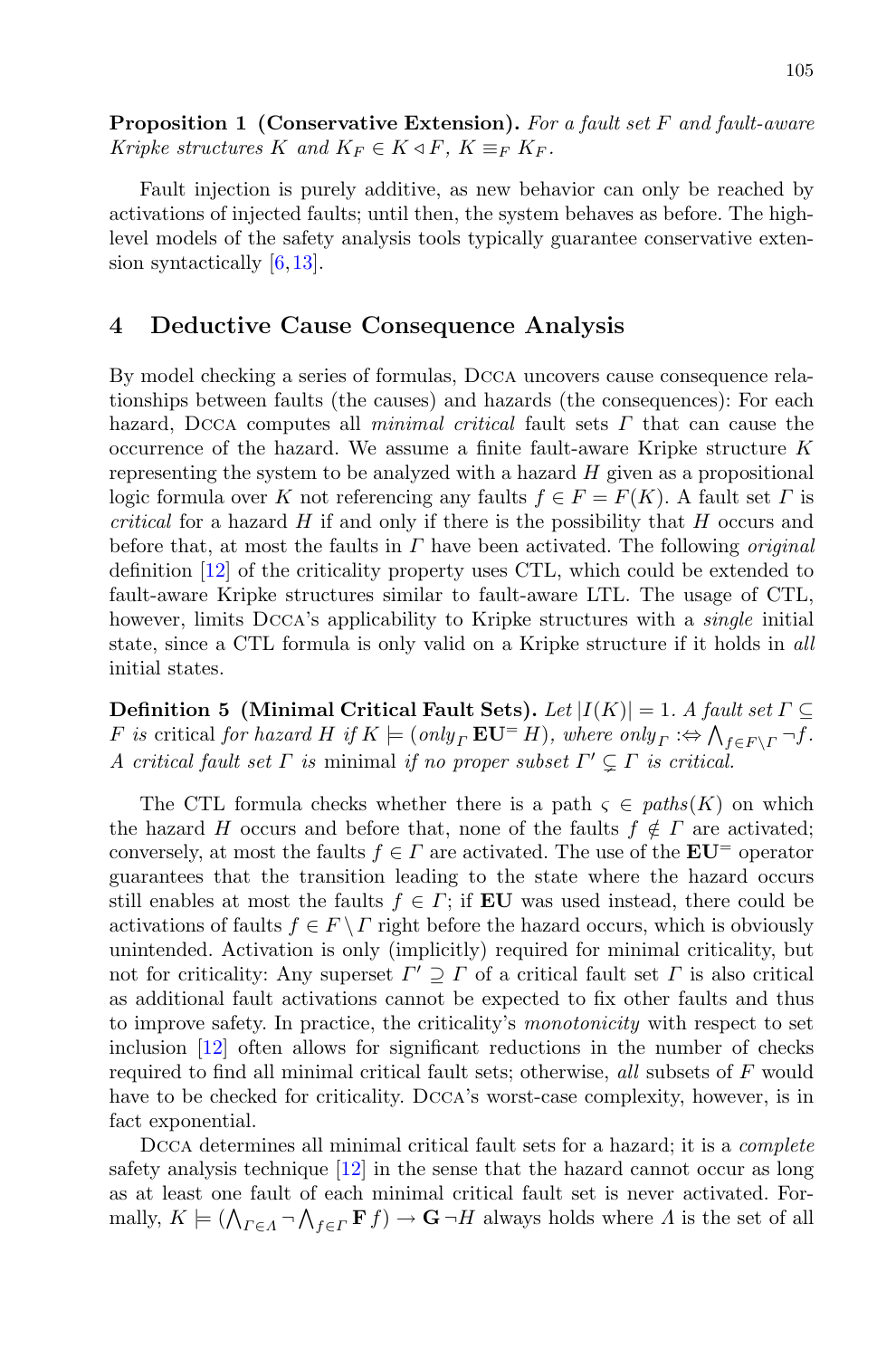**Proposition 1 (Conservative Extension).** *For a fault set $F$ and fault-aware Kripke structures $K$ and $K_F \in K \triangleleft F$, $K \equiv_F K_F$.*

Fault injection is purely additive, as new behavior can only be reached by activations of injected faults; until then, the system behaves as before. The high-level models of the safety analysis tools typically guarantee conservative extension syntactically [6,13].

## 4 Deductive Cause Consequence Analysis

By model checking a series of formulas, Dcca uncovers cause consequence relationships between faults (the causes) and hazards (the consequences): For each hazard, Dcca computes all *minimal critical* fault sets $\Gamma$ that can cause the occurrence of the hazard. We assume a finite fault-aware Kripke structure $K$ representing the system to be analyzed with a hazard $H$ given as a propositional logic formula over $K$ not referencing any faults $f \in F = F(K)$. A fault set $\Gamma$ is *critical* for a hazard $H$ if and only if there is the possibility that $H$ occurs and before that, at most the faults in $\Gamma$ have been activated. The following *original* definition [12] of the criticality property uses CTL, which could be extended to fault-aware Kripke structures similar to fault-aware LTL. The usage of CTL, however, limits Dcca's applicability to Kripke structures with a *single* initial state, since a CTL formula is only valid on a Kripke structure if it holds in *all* initial states.

**Definition 5 (Minimal Critical Fault Sets).** *Let $|I(K)| = 1$. A fault set $\Gamma \subseteq F$ is* critical *for hazard $H$ if $K \models (only_\Gamma\, \mathbf{EU}^{=}\, H)$, where $only_\Gamma :\Leftrightarrow \bigwedge_{f \in F \setminus \Gamma} \neg f$. A critical fault set $\Gamma$ is* minimal *if no proper subset $\Gamma' \subsetneq \Gamma$ is critical.*

The CTL formula checks whether there is a path $\varsigma \in paths(K)$ on which the hazard $H$ occurs and before that, none of the faults $f \notin \Gamma$ are activated; conversely, at most the faults $f \in \Gamma$ are activated. The use of the $\mathbf{EU}^{=}$ operator guarantees that the transition leading to the state where the hazard occurs still enables at most the faults $f \in \Gamma$; if $\mathbf{EU}$ was used instead, there could be activations of faults $f \in F \setminus \Gamma$ right before the hazard occurs, which is obviously unintended. Activation is only (implicitly) required for minimal criticality, but not for criticality: Any superset $\Gamma' \supseteq \Gamma$ of a critical fault set $\Gamma$ is also critical as additional fault activations cannot be expected to fix other faults and thus to improve safety. In practice, the criticality's *monotonicity* with respect to set inclusion [12] often allows for significant reductions in the number of checks required to find all minimal critical fault sets; otherwise, *all* subsets of $F$ would have to be checked for criticality. Dcca's worst-case complexity, however, is in fact exponential.

Dcca determines all minimal critical fault sets for a hazard; it is a *complete* safety analysis technique [12] in the sense that the hazard cannot occur as long as at least one fault of each minimal critical fault set is never activated. Formally, $K \models (\bigwedge_{\Gamma \in \Lambda} \neg \bigwedge_{f \in \Gamma} \mathbf{F}\, f) \rightarrow \mathbf{G}\, \neg H$ always holds where $\Lambda$ is the set of all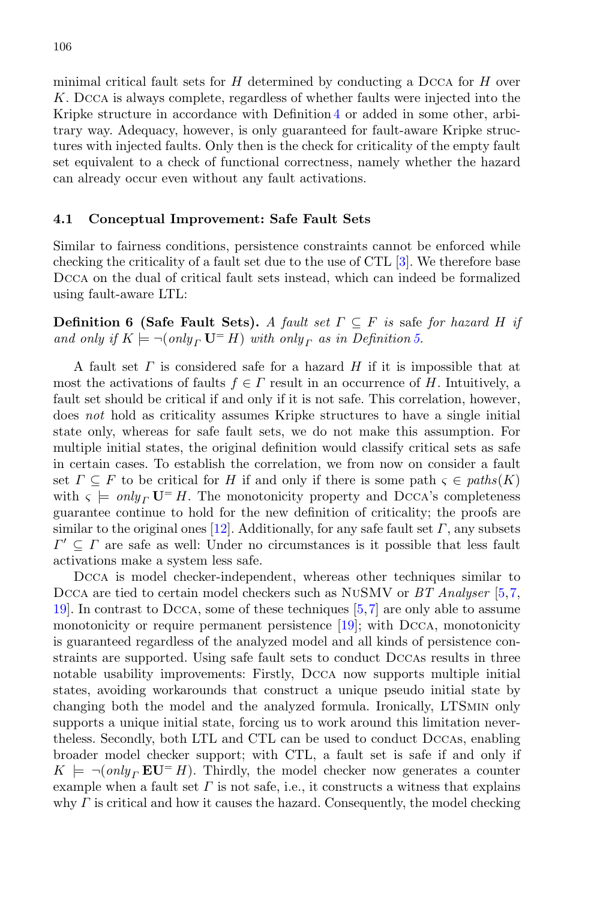minimal critical fault sets for $H$ determined by conducting a DCCA for $H$ over $K$. DCCA is always complete, regardless of whether faults were injected into the Kripke structure in accordance with Definition 4 or added in some other, arbitrary way. Adequacy, however, is only guaranteed for fault-aware Kripke structures with injected faults. Only then is the check for criticality of the empty fault set equivalent to a check of functional correctness, namely whether the hazard can already occur even without any fault activations.

### 4.1 Conceptual Improvement: Safe Fault Sets

Similar to fairness conditions, persistence constraints cannot be enforced while checking the criticality of a fault set due to the use of CTL [3]. We therefore base DCCA on the dual of critical fault sets instead, which can indeed be formalized using fault-aware LTL:

**Definition 6 (Safe Fault Sets).** *A fault set $\Gamma \subseteq F$ is* safe *for hazard $H$ if and only if $K \models \neg(only_\Gamma\, \mathbf{U}^{=}\, H)$ with $only_\Gamma$ as in Definition 5.*

A fault set $\Gamma$ is considered safe for a hazard $H$ if it is impossible that at most the activations of faults $f \in \Gamma$ result in an occurrence of $H$. Intuitively, a fault set should be critical if and only if it is not safe. This correlation, however, does *not* hold as criticality assumes Kripke structures to have a single initial state only, whereas for safe fault sets, we do not make this assumption. For multiple initial states, the original definition would classify critical sets as safe in certain cases. To establish the correlation, we from now on consider a fault set $\Gamma \subseteq F$ to be critical for $H$ if and only if there is some path $\varsigma \in paths(K)$ with $\varsigma \models only_\Gamma\, \mathbf{U}^{=}\, H$. The monotonicity property and DCCA's completeness guarantee continue to hold for the new definition of criticality; the proofs are similar to the original ones [12]. Additionally, for any safe fault set $\Gamma$, any subsets $\Gamma' \subseteq \Gamma$ are safe as well: Under no circumstances is it possible that less fault activations make a system less safe.

DCCA is model checker-independent, whereas other techniques similar to DCCA are tied to certain model checkers such as NuSMV or *BT Analyser* [5,7,19]. In contrast to DCCA, some of these techniques [5,7] are only able to assume monotonicity or require permanent persistence [19]; with DCCA, monotonicity is guaranteed regardless of the analyzed model and all kinds of persistence constraints are supported. Using safe fault sets to conduct DCCAs results in three notable usability improvements: Firstly, DCCA now supports multiple initial states, avoiding workarounds that construct a unique pseudo initial state by changing both the model and the analyzed formula. Ironically, LTSMIN only supports a unique initial state, forcing us to work around this limitation nevertheless. Secondly, both LTL and CTL can be used to conduct DCCAs, enabling broader model checker support; with CTL, a fault set is safe if and only if $K \models \neg(only_\Gamma\, \mathbf{EU}^{=}\, H)$. Thirdly, the model checker now generates a counter example when a fault set $\Gamma$ is not safe, i.e., it constructs a witness that explains why $\Gamma$ is critical and how it causes the hazard. Consequently, the model checking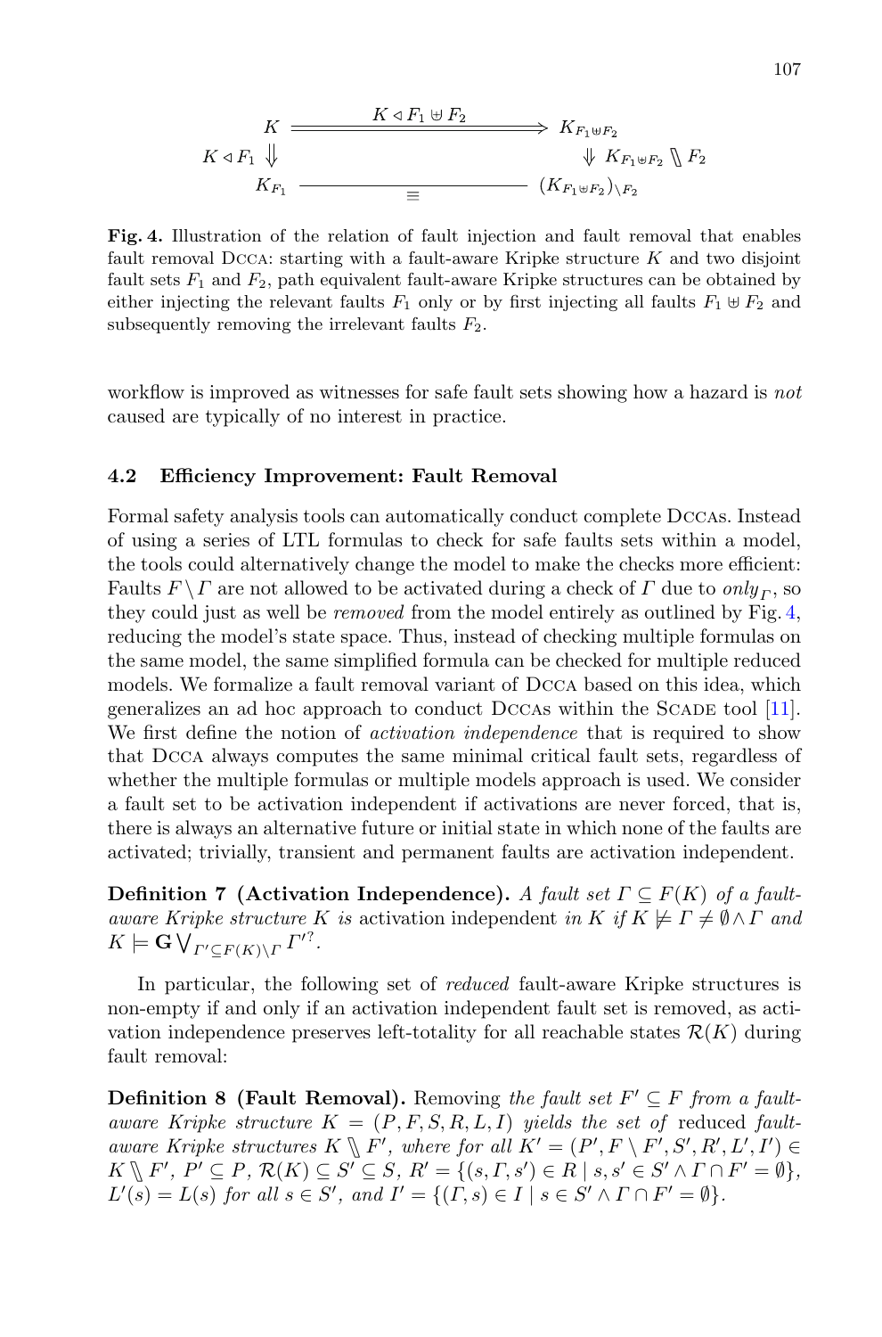$$
\begin{array}{ccc}
K & \xRightarrow{\quad K \lhd F_1 \uplus F_2 \quad} & K_{F_1 \uplus F_2} \\
K \lhd F_1 \Downarrow & & \Downarrow K_{F_1 \uplus F_2} \setminus\!\!\setminus F_2 \\
K_{F_1} & \underset{\equiv}{\text{———————————}} & (K_{F_1 \uplus F_2})_{\setminus F_2}
\end{array}
$$

**Fig. 4.** Illustration of the relation of fault injection and fault removal that enables fault removal DCCA: starting with a fault-aware Kripke structure $K$ and two disjoint fault sets $F_1$ and $F_2$, path equivalent fault-aware Kripke structures can be obtained by either injecting the relevant faults $F_1$ only or by first injecting all faults $F_1 \uplus F_2$ and subsequently removing the irrelevant faults $F_2$.

workflow is improved as witnesses for safe fault sets showing how a hazard is *not* caused are typically of no interest in practice.

### 4.2 Efficiency Improvement: Fault Removal

Formal safety analysis tools can automatically conduct complete DCCAs. Instead of using a series of LTL formulas to check for safe faults sets within a model, the tools could alternatively change the model to make the checks more efficient: Faults $F \setminus \Gamma$ are not allowed to be activated during a check of $\Gamma$ due to $only_\Gamma$, so they could just as well be *removed* from the model entirely as outlined by Fig. 4, reducing the model's state space. Thus, instead of checking multiple formulas on the same model, the same simplified formula can be checked for multiple reduced models. We formalize a fault removal variant of DCCA based on this idea, which generalizes an ad hoc approach to conduct DCCAs within the SCADE tool [11]. We first define the notion of *activation independence* that is required to show that DCCA always computes the same minimal critical fault sets, regardless of whether the multiple formulas or multiple models approach is used. We consider a fault set to be activation independent if activations are never forced, that is, there is always an alternative future or initial state in which none of the faults are activated; trivially, transient and permanent faults are activation independent.

**Definition 7 (Activation Independence).** *A fault set $\Gamma \subseteq F(K)$ of a fault-aware Kripke structure $K$ is* activation independent *in $K$ if $K \not\models \Gamma \neq \emptyset \wedge \Gamma$ and $K \models \mathbf{G} \bigvee_{\Gamma' \subseteq F(K) \setminus \Gamma} \Gamma'^?$.*

In particular, the following set of *reduced* fault-aware Kripke structures is non-empty if and only if an activation independent fault set is removed, as activation independence preserves left-totality for all reachable states $\mathcal{R}(K)$ during fault removal:

**Definition 8 (Fault Removal).** Removing *the fault set $F' \subseteq F$ from a fault-aware Kripke structure $K = (P, F, S, R, L, I)$ yields the set of* reduced *fault-aware Kripke structures $K \setminus\!\!\setminus F'$, where for all $K' = (P', F \setminus F', S', R', L', I') \in K \setminus\!\!\setminus F'$, $P' \subseteq P$, $\mathcal{R}(K) \subseteq S' \subseteq S$, $R' = \{(s, \Gamma, s') \in R \mid s, s' \in S' \wedge \Gamma \cap F' = \emptyset\}$, $L'(s) = L(s)$ for all $s \in S'$, and $I' = \{(\Gamma, s) \in I \mid s \in S' \wedge \Gamma \cap F' = \emptyset\}$.*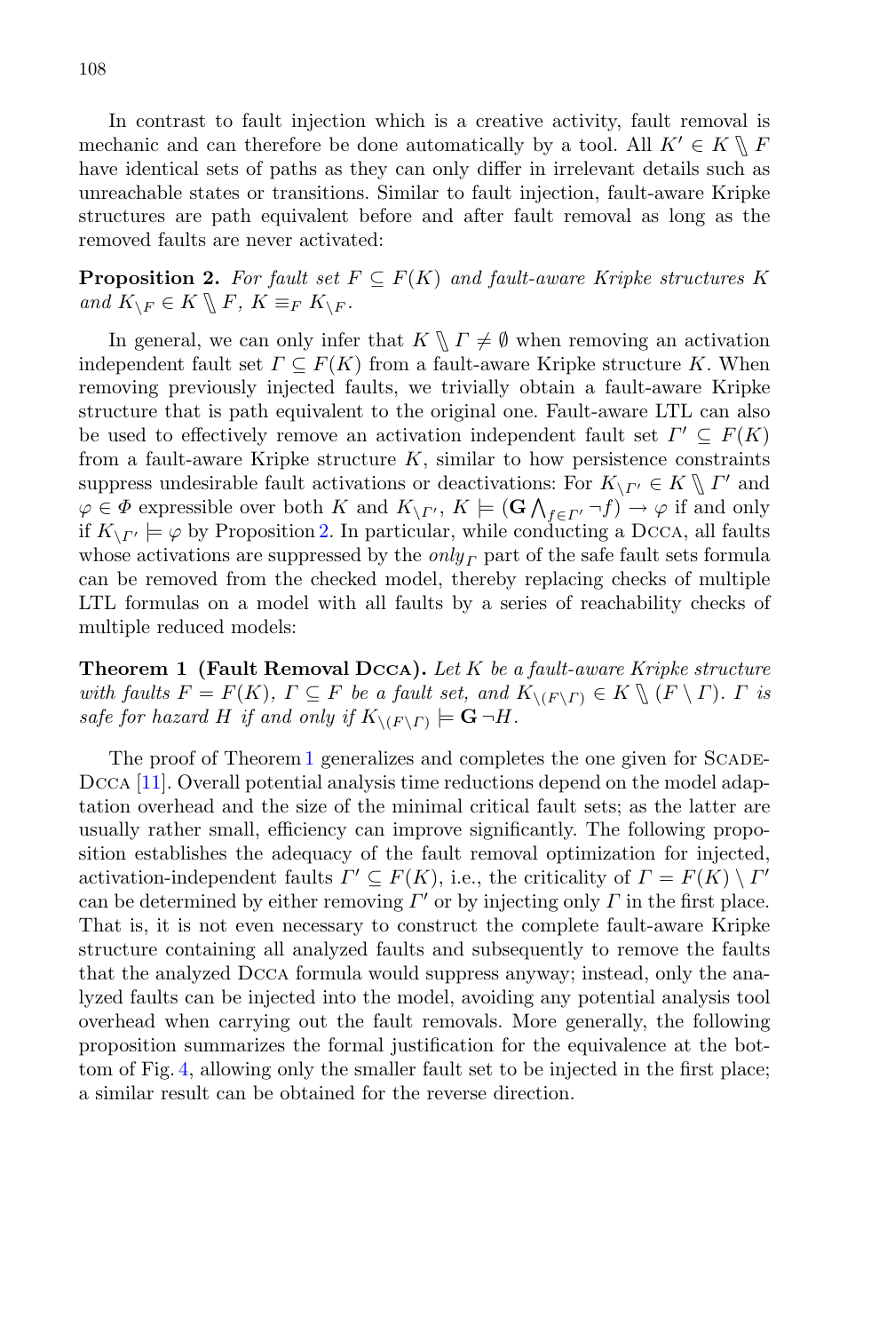In contrast to fault injection which is a creative activity, fault removal is mechanic and can therefore be done automatically by a tool. All $K' \in K \setminus\!\!\setminus F$ have identical sets of paths as they can only differ in irrelevant details such as unreachable states or transitions. Similar to fault injection, fault-aware Kripke structures are path equivalent before and after fault removal as long as the removed faults are never activated:

**Proposition 2.** *For fault set $F \subseteq F(K)$ and fault-aware Kripke structures $K$ and $K_{\setminus F} \in K \setminus\!\!\setminus F$, $K \equiv_F K_{\setminus F}$.*

In general, we can only infer that $K \setminus\!\!\setminus \Gamma \neq \emptyset$ when removing an activation independent fault set $\Gamma \subseteq F(K)$ from a fault-aware Kripke structure $K$. When removing previously injected faults, we trivially obtain a fault-aware Kripke structure that is path equivalent to the original one. Fault-aware LTL can also be used to effectively remove an activation independent fault set $\Gamma' \subseteq F(K)$ from a fault-aware Kripke structure $K$, similar to how persistence constraints suppress undesirable fault activations or deactivations: For $K_{\setminus \Gamma'} \in K \setminus\!\!\setminus \Gamma'$ and $\varphi \in \Phi$ expressible over both $K$ and $K_{\setminus \Gamma'}$, $K \models (\mathbf{G} \bigwedge_{f \in \Gamma'} \neg f) \rightarrow \varphi$ if and only if $K_{\setminus \Gamma'} \models \varphi$ by Proposition 2. In particular, while conducting a DCCA, all faults whose activations are suppressed by the $only_\Gamma$ part of the safe fault sets formula can be removed from the checked model, thereby replacing checks of multiple LTL formulas on a model with all faults by a series of reachability checks of multiple reduced models:

**Theorem 1 (Fault Removal DCCA).** *Let $K$ be a fault-aware Kripke structure with faults $F = F(K)$, $\Gamma \subseteq F$ be a fault set, and $K_{\setminus (F \setminus \Gamma)} \in K \setminus\!\!\setminus (F \setminus \Gamma)$. $\Gamma$ is safe for hazard $H$ if and only if $K_{\setminus (F \setminus \Gamma)} \models \mathbf{G}\, \neg H$.*

The proof of Theorem 1 generalizes and completes the one given for SCADE-DCCA [11]. Overall potential analysis time reductions depend on the model adaptation overhead and the size of the minimal critical fault sets; as the latter are usually rather small, efficiency can improve significantly. The following proposition establishes the adequacy of the fault removal optimization for injected, activation-independent faults $\Gamma' \subseteq F(K)$, i.e., the criticality of $\Gamma = F(K) \setminus \Gamma'$ can be determined by either removing $\Gamma'$ or by injecting only $\Gamma$ in the first place. That is, it is not even necessary to construct the complete fault-aware Kripke structure containing all analyzed faults and subsequently to remove the faults that the analyzed DCCA formula would suppress anyway; instead, only the analyzed faults can be injected into the model, avoiding any potential analysis tool overhead when carrying out the fault removals. More generally, the following proposition summarizes the formal justification for the equivalence at the bottom of Fig. 4, allowing only the smaller fault set to be injected in the first place; a similar result can be obtained for the reverse direction.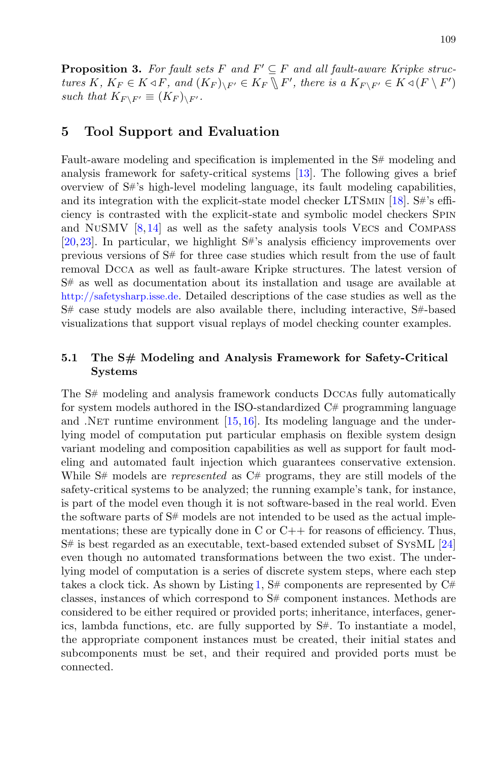**Proposition 3.** *For fault sets $F$ and $F' \subseteq F$ and all fault-aware Kripke structures $K$, $K_F \in K \triangleleft F$, and $(K_F)_{\setminus F'} \in K_F \mathbin{\backslash\!\!\backslash} F'$, there is a $K_{F \setminus F'} \in K \triangleleft (F \setminus F')$ such that $K_{F \setminus F'} \equiv (K_F)_{\setminus F'}$.*

## 5 Tool Support and Evaluation

Fault-aware modeling and specification is implemented in the S# modeling and analysis framework for safety-critical systems [13]. The following gives a brief overview of S#'s high-level modeling language, its fault modeling capabilities, and its integration with the explicit-state model checker LTSmin [18]. S#'s efficiency is contrasted with the explicit-state and symbolic model checkers Spin and NuSMV [8,14] as well as the safety analysis tools Vecs and Compass [20,23]. In particular, we highlight S#'s analysis efficiency improvements over previous versions of S# for three case studies which result from the use of fault removal Dcca as well as fault-aware Kripke structures. The latest version of S# as well as documentation about its installation and usage are available at http://safetysharp.isse.de. Detailed descriptions of the case studies as well as the S# case study models are also available there, including interactive, S#-based visualizations that support visual replays of model checking counter examples.

### 5.1 The S# Modeling and Analysis Framework for Safety-Critical Systems

The S# modeling and analysis framework conducts Dccas fully automatically for system models authored in the ISO-standardized C# programming language and .Net runtime environment [15,16]. Its modeling language and the underlying model of computation put particular emphasis on flexible system design variant modeling and composition capabilities as well as support for fault modeling and automated fault injection which guarantees conservative extension. While S# models are *represented* as C# programs, they are still models of the safety-critical systems to be analyzed; the running example's tank, for instance, is part of the model even though it is not software-based in the real world. Even the software parts of S# models are not intended to be used as the actual implementations; these are typically done in C or C++ for reasons of efficiency. Thus, S# is best regarded as an executable, text-based extended subset of SysML [24] even though no automated transformations between the two exist. The underlying model of computation is a series of discrete system steps, where each step takes a clock tick. As shown by Listing 1, S# components are represented by C# classes, instances of which correspond to S# component instances. Methods are considered to be either required or provided ports; inheritance, interfaces, generics, lambda functions, etc. are fully supported by S#. To instantiate a model, the appropriate component instances must be created, their initial states and subcomponents must be set, and their required and provided ports must be connected.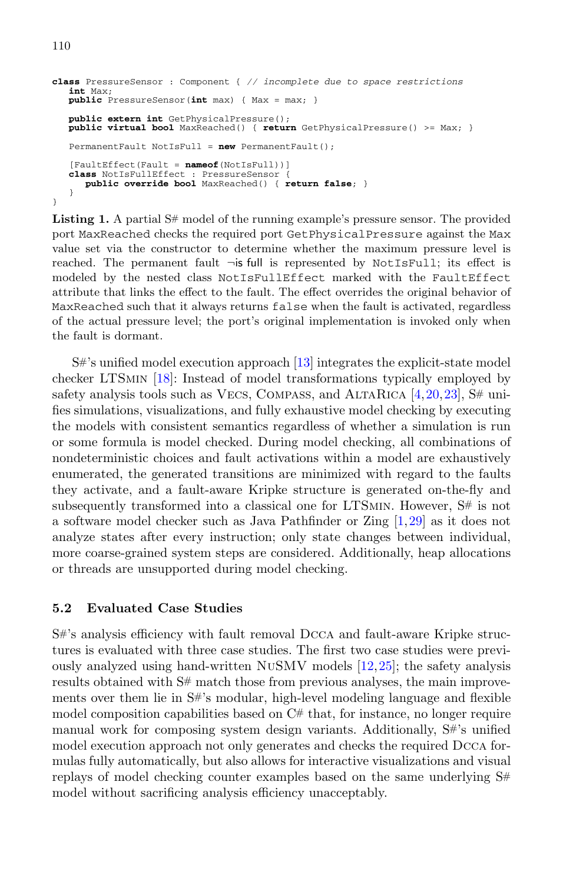```
class PressureSensor : Component { // incomplete due to space restrictions
   int Max;
   public PressureSensor(int max) { Max = max; }

   public extern int GetPhysicalPressure();
   public virtual bool MaxReached() { return GetPhysicalPressure() >= Max; }

   PermanentFault NotIsFull = new PermanentFault();

   [FaultEffect(Fault = nameof(NotIsFull))]
   class NotIsFullEffect : PressureSensor {
      public override bool MaxReached() { return false; }
   }
}
```

**Listing 1.** A partial S# model of the running example's pressure sensor. The provided port `MaxReached` checks the required port `GetPhysicalPressure` against the `Max` value set via the constructor to determine whether the maximum pressure level is reached. The permanent fault $\neg$is full is represented by `NotIsFull`; its effect is modeled by the nested class `NotIsFullEffect` marked with the `FaultEffect` attribute that links the effect to the fault. The effect overrides the original behavior of `MaxReached` such that it always returns `false` when the fault is activated, regardless of the actual pressure level; the port's original implementation is invoked only when the fault is dormant.

S#'s unified model execution approach [13] integrates the explicit-state model checker LTSmin [18]: Instead of model transformations typically employed by safety analysis tools such as Vecs, Compass, and AltaRica [4,20,23], S# unifies simulations, visualizations, and fully exhaustive model checking by executing the models with consistent semantics regardless of whether a simulation is run or some formula is model checked. During model checking, all combinations of nondeterministic choices and fault activations within a model are exhaustively enumerated, the generated transitions are minimized with regard to the faults they activate, and a fault-aware Kripke structure is generated on-the-fly and subsequently transformed into a classical one for LTSmin. However, S# is not a software model checker such as Java Pathfinder or Zing [1,29] as it does not analyze states after every instruction; only state changes between individual, more coarse-grained system steps are considered. Additionally, heap allocations or threads are unsupported during model checking.

### 5.2 Evaluated Case Studies

S#'s analysis efficiency with fault removal Dcca and fault-aware Kripke structures is evaluated with three case studies. The first two case studies were previously analyzed using hand-written NuSMV models [12,25]; the safety analysis results obtained with S# match those from previous analyses, the main improvements over them lie in S#'s modular, high-level modeling language and flexible model composition capabilities based on C# that, for instance, no longer require manual work for composing system design variants. Additionally, S#'s unified model execution approach not only generates and checks the required Dcca formulas fully automatically, but also allows for interactive visualizations and visual replays of model checking counter examples based on the same underlying S# model without sacrificing analysis efficiency unacceptably.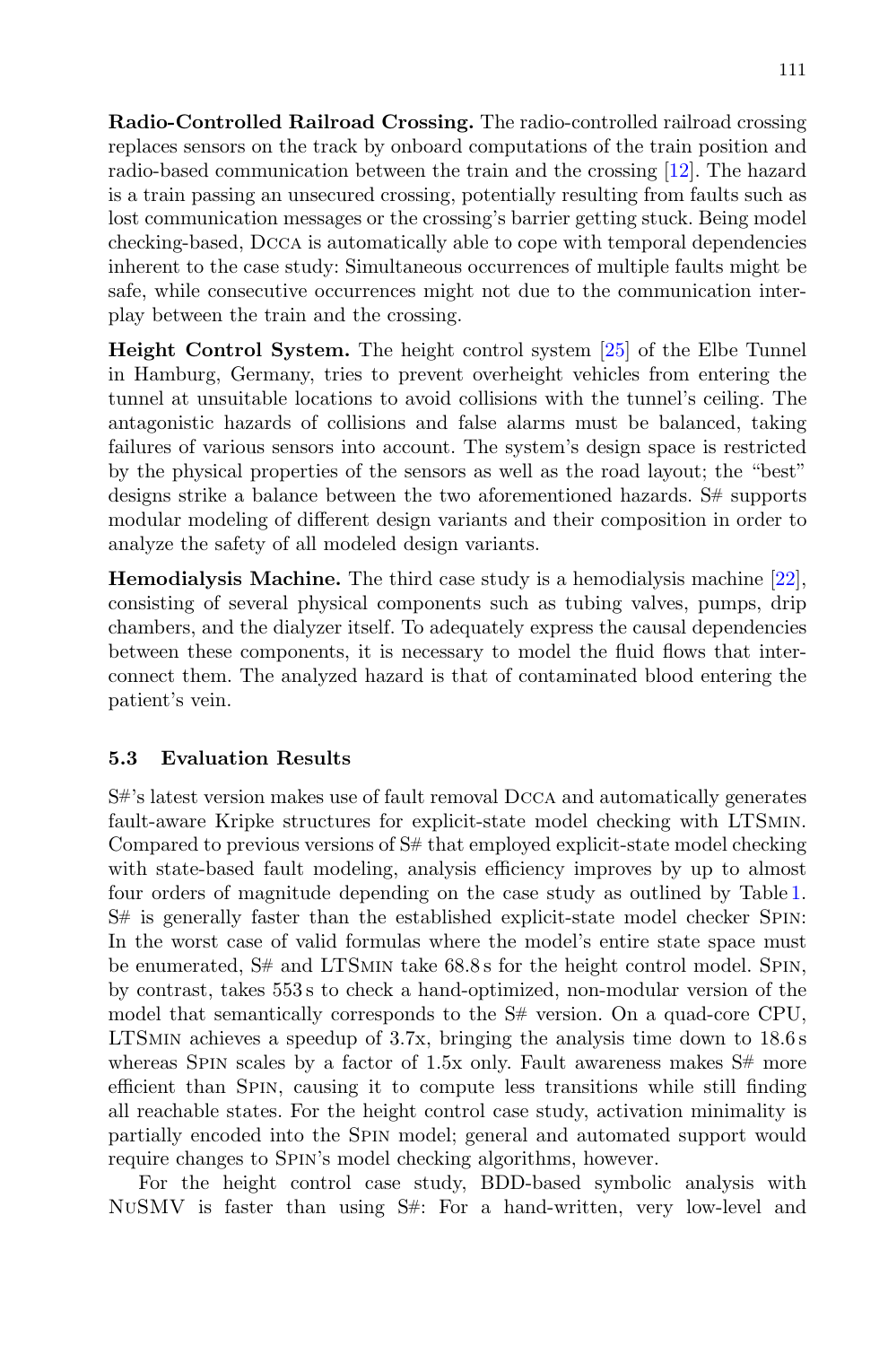**Radio-Controlled Railroad Crossing.** The radio-controlled railroad crossing replaces sensors on the track by onboard computations of the train position and radio-based communication between the train and the crossing [12]. The hazard is a train passing an unsecured crossing, potentially resulting from faults such as lost communication messages or the crossing's barrier getting stuck. Being model checking-based, Dcca is automatically able to cope with temporal dependencies inherent to the case study: Simultaneous occurrences of multiple faults might be safe, while consecutive occurrences might not due to the communication interplay between the train and the crossing.

**Height Control System.** The height control system [25] of the Elbe Tunnel in Hamburg, Germany, tries to prevent overheight vehicles from entering the tunnel at unsuitable locations to avoid collisions with the tunnel's ceiling. The antagonistic hazards of collisions and false alarms must be balanced, taking failures of various sensors into account. The system's design space is restricted by the physical properties of the sensors as well as the road layout; the "best" designs strike a balance between the two aforementioned hazards. S# supports modular modeling of different design variants and their composition in order to analyze the safety of all modeled design variants.

**Hemodialysis Machine.** The third case study is a hemodialysis machine [22], consisting of several physical components such as tubing valves, pumps, drip chambers, and the dialyzer itself. To adequately express the causal dependencies between these components, it is necessary to model the fluid flows that interconnect them. The analyzed hazard is that of contaminated blood entering the patient's vein.

### 5.3 Evaluation Results

S#'s latest version makes use of fault removal Dcca and automatically generates fault-aware Kripke structures for explicit-state model checking with LTSmin. Compared to previous versions of S# that employed explicit-state model checking with state-based fault modeling, analysis efficiency improves by up to almost four orders of magnitude depending on the case study as outlined by Table 1. S# is generally faster than the established explicit-state model checker Spin: In the worst case of valid formulas where the model's entire state space must be enumerated, S# and LTSmin take 68.8 s for the height control model. Spin, by contrast, takes 553 s to check a hand-optimized, non-modular version of the model that semantically corresponds to the S# version. On a quad-core CPU, LTSmin achieves a speedup of 3.7x, bringing the analysis time down to 18.6 s whereas Spin scales by a factor of 1.5x only. Fault awareness makes S# more efficient than Spin, causing it to compute less transitions while still finding all reachable states. For the height control case study, activation minimality is partially encoded into the Spin model; general and automated support would require changes to Spin's model checking algorithms, however.

For the height control case study, BDD-based symbolic analysis with NuSMV is faster than using S#: For a hand-written, very low-level and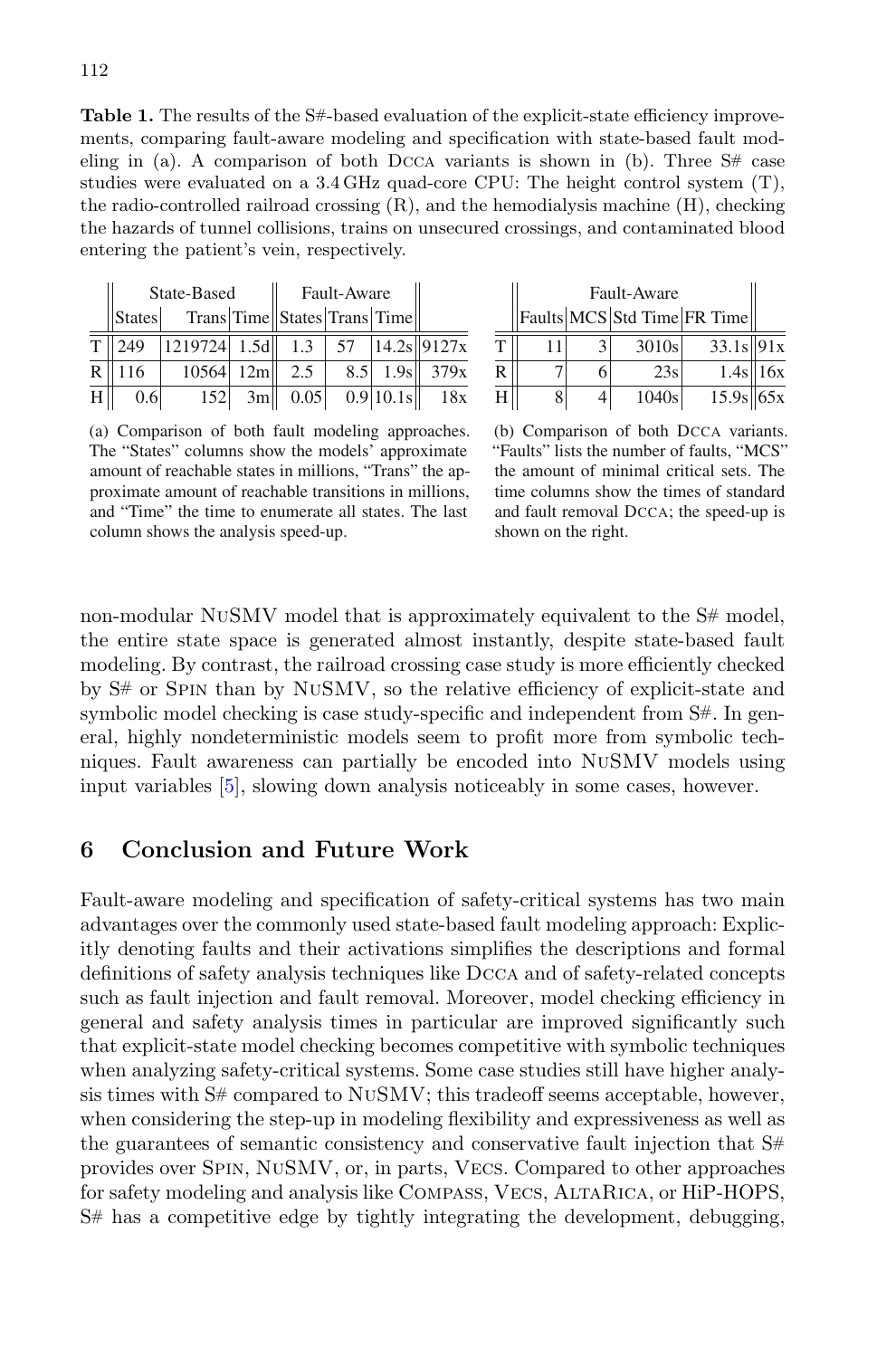**Table 1.** The results of the S#-based evaluation of the explicit-state efficiency improvements, comparing fault-aware modeling and specification with state-based fault modeling in (a). A comparison of both DCCA variants is shown in (b). Three S# case studies were evaluated on a 3.4 GHz quad-core CPU: The height control system (T), the radio-controlled railroad crossing (R), and the hemodialysis machine (H), checking the hazards of tunnel collisions, trains on unsecured crossings, and contaminated blood entering the patient's vein, respectively.

| | State-Based | | | Fault-Aware | | | |
|---|---|---|---|---|---|---|---|
| | States | Trans | Time | States | Trans | Time | |
| T | 249 | 1219724 | 1.5d | 1.3 | 57 | 14.2s | 9127x |
| R | 116 | 10564 | 12m | 2.5 | 8.5 | 1.9s | 379x |
| H | 0.6 | 152 | 3m | 0.05 | 0.9 | 10.1s | 18x |

(a) Comparison of both fault modeling approaches. The "States" columns show the models' approximate amount of reachable states in millions, "Trans" the approximate amount of reachable transitions in millions, and "Time" the time to enumerate all states. The last column shows the analysis speed-up.

| | Fault-Aware | | | | |
|---|---|---|---|---|---|
| | Faults | MCS | Std Time | FR Time | |
| T | 11 | 3 | 3010s | 33.1s | 91x |
| R | 7 | 6 | 23s | 1.4s | 16x |
| H | 8 | 4 | 1040s | 15.9s | 65x |

(b) Comparison of both DCCA variants. "Faults" lists the number of faults, "MCS" the amount of minimal critical sets. The time columns show the times of standard and fault removal DCCA; the speed-up is shown on the right.

non-modular NuSMV model that is approximately equivalent to the S# model, the entire state space is generated almost instantly, despite state-based fault modeling. By contrast, the railroad crossing case study is more efficiently checked by S# or Spin than by NuSMV, so the relative efficiency of explicit-state and symbolic model checking is case study-specific and independent from S#. In general, highly nondeterministic models seem to profit more from symbolic techniques. Fault awareness can partially be encoded into NuSMV models using input variables [5], slowing down analysis noticeably in some cases, however.

## 6 Conclusion and Future Work

Fault-aware modeling and specification of safety-critical systems has two main advantages over the commonly used state-based fault modeling approach: Explicitly denoting faults and their activations simplifies the descriptions and formal definitions of safety analysis techniques like DCCA and of safety-related concepts such as fault injection and fault removal. Moreover, model checking efficiency in general and safety analysis times in particular are improved significantly such that explicit-state model checking becomes competitive with symbolic techniques when analyzing safety-critical systems. Some case studies still have higher analysis times with S# compared to NuSMV; this tradeoff seems acceptable, however, when considering the step-up in modeling flexibility and expressiveness as well as the guarantees of semantic consistency and conservative fault injection that S# provides over Spin, NuSMV, or, in parts, Vecs. Compared to other approaches for safety modeling and analysis like Compass, Vecs, AltaRica, or HiP-HOPS, S# has a competitive edge by tightly integrating the development, debugging,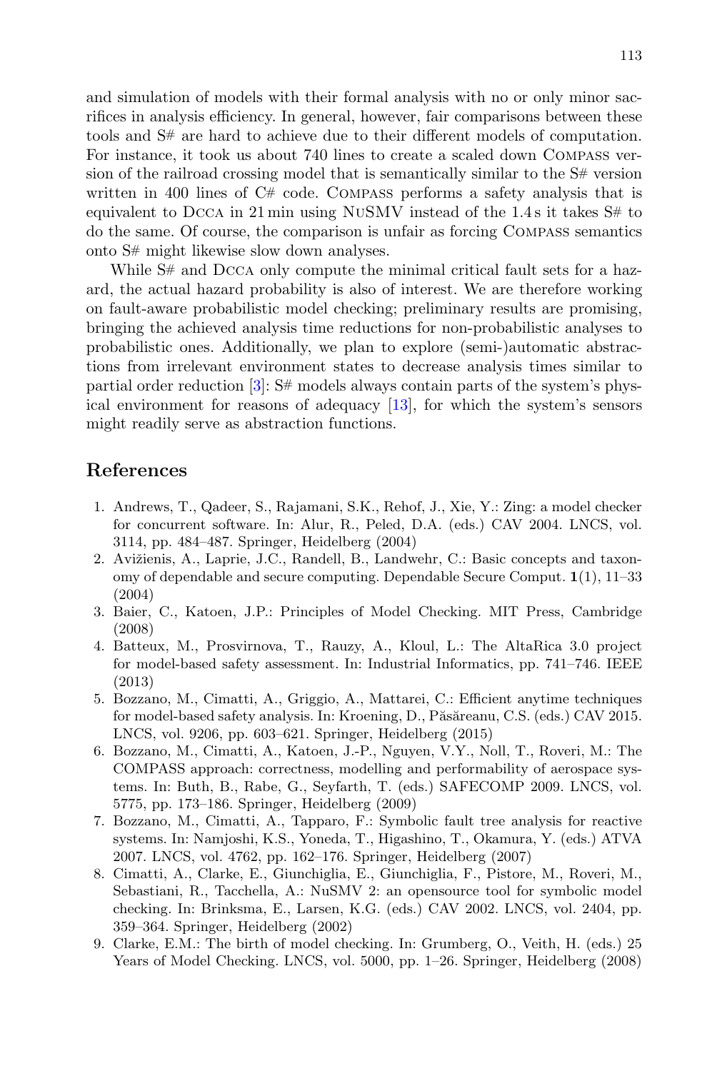and simulation of models with their formal analysis with no or only minor sacrifices in analysis efficiency. In general, however, fair comparisons between these tools and S# are hard to achieve due to their different models of computation. For instance, it took us about 740 lines to create a scaled down Compass version of the railroad crossing model that is semantically similar to the S# version written in 400 lines of C# code. Compass performs a safety analysis that is equivalent to Dcca in 21 min using NuSMV instead of the 1.4 s it takes S# to do the same. Of course, the comparison is unfair as forcing Compass semantics onto S# might likewise slow down analyses.

While S# and Dcca only compute the minimal critical fault sets for a hazard, the actual hazard probability is also of interest. We are therefore working on fault-aware probabilistic model checking; preliminary results are promising, bringing the achieved analysis time reductions for non-probabilistic analyses to probabilistic ones. Additionally, we plan to explore (semi-)automatic abstractions from irrelevant environment states to decrease analysis times similar to partial order reduction [3]: S# models always contain parts of the system's physical environment for reasons of adequacy [13], for which the system's sensors might readily serve as abstraction functions.

## References

1. Andrews, T., Qadeer, S., Rajamani, S.K., Rehof, J., Xie, Y.: Zing: a model checker for concurrent software. In: Alur, R., Peled, D.A. (eds.) CAV 2004. LNCS, vol. 3114, pp. 484–487. Springer, Heidelberg (2004)
2. Avižienis, A., Laprie, J.C., Randell, B., Landwehr, C.: Basic concepts and taxonomy of dependable and secure computing. Dependable Secure Comput. **1**(1), 11–33 (2004)
3. Baier, C., Katoen, J.P.: Principles of Model Checking. MIT Press, Cambridge (2008)
4. Batteux, M., Prosvirnova, T., Rauzy, A., Kloul, L.: The AltaRica 3.0 project for model-based safety assessment. In: Industrial Informatics, pp. 741–746. IEEE (2013)
5. Bozzano, M., Cimatti, A., Griggio, A., Mattarei, C.: Efficient anytime techniques for model-based safety analysis. In: Kroening, D., Păsăreanu, C.S. (eds.) CAV 2015. LNCS, vol. 9206, pp. 603–621. Springer, Heidelberg (2015)
6. Bozzano, M., Cimatti, A., Katoen, J.-P., Nguyen, V.Y., Noll, T., Roveri, M.: The COMPASS approach: correctness, modelling and performability of aerospace systems. In: Buth, B., Rabe, G., Seyfarth, T. (eds.) SAFECOMP 2009. LNCS, vol. 5775, pp. 173–186. Springer, Heidelberg (2009)
7. Bozzano, M., Cimatti, A., Tapparo, F.: Symbolic fault tree analysis for reactive systems. In: Namjoshi, K.S., Yoneda, T., Higashino, T., Okamura, Y. (eds.) ATVA 2007. LNCS, vol. 4762, pp. 162–176. Springer, Heidelberg (2007)
8. Cimatti, A., Clarke, E., Giunchiglia, E., Giunchiglia, F., Pistore, M., Roveri, M., Sebastiani, R., Tacchella, A.: NuSMV 2: an opensource tool for symbolic model checking. In: Brinksma, E., Larsen, K.G. (eds.) CAV 2002. LNCS, vol. 2404, pp. 359–364. Springer, Heidelberg (2002)
9. Clarke, E.M.: The birth of model checking. In: Grumberg, O., Veith, H. (eds.) 25 Years of Model Checking. LNCS, vol. 5000, pp. 1–26. Springer, Heidelberg (2008)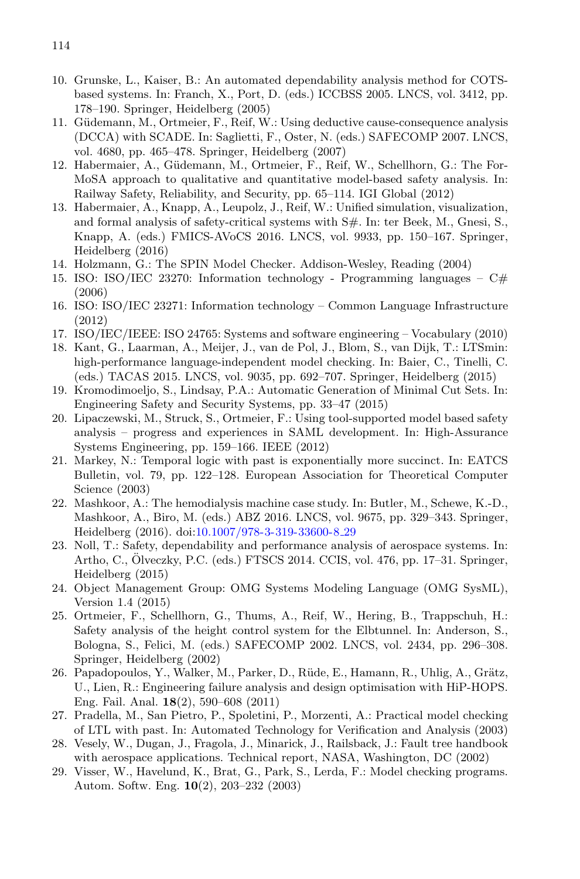10. Grunske, L., Kaiser, B.: An automated dependability analysis method for COTS-based systems. In: Franch, X., Port, D. (eds.) ICCBSS 2005. LNCS, vol. 3412, pp. 178–190. Springer, Heidelberg (2005)
11. Güdemann, M., Ortmeier, F., Reif, W.: Using deductive cause-consequence analysis (DCCA) with SCADE. In: Saglietti, F., Oster, N. (eds.) SAFECOMP 2007. LNCS, vol. 4680, pp. 465–478. Springer, Heidelberg (2007)
12. Habermaier, A., Güdemann, M., Ortmeier, F., Reif, W., Schellhorn, G.: The ForMoSA approach to qualitative and quantitative model-based safety analysis. In: Railway Safety, Reliability, and Security, pp. 65–114. IGI Global (2012)
13. Habermaier, A., Knapp, A., Leupolz, J., Reif, W.: Unified simulation, visualization, and formal analysis of safety-critical systems with S#. In: ter Beek, M., Gnesi, S., Knapp, A. (eds.) FMICS-AVoCS 2016. LNCS, vol. 9933, pp. 150–167. Springer, Heidelberg (2016)
14. Holzmann, G.: The SPIN Model Checker. Addison-Wesley, Reading (2004)
15. ISO: ISO/IEC 23270: Information technology - Programming languages – C# (2006)
16. ISO: ISO/IEC 23271: Information technology – Common Language Infrastructure (2012)
17. ISO/IEC/IEEE: ISO 24765: Systems and software engineering – Vocabulary (2010)
18. Kant, G., Laarman, A., Meijer, J., van de Pol, J., Blom, S., van Dijk, T.: LTSmin: high-performance language-independent model checking. In: Baier, C., Tinelli, C. (eds.) TACAS 2015. LNCS, vol. 9035, pp. 692–707. Springer, Heidelberg (2015)
19. Kromodimoeljo, S., Lindsay, P.A.: Automatic Generation of Minimal Cut Sets. In: Engineering Safety and Security Systems, pp. 33–47 (2015)
20. Lipaczewski, M., Struck, S., Ortmeier, F.: Using tool-supported model based safety analysis – progress and experiences in SAML development. In: High-Assurance Systems Engineering, pp. 159–166. IEEE (2012)
21. Markey, N.: Temporal logic with past is exponentially more succinct. In: EATCS Bulletin, vol. 79, pp. 122–128. European Association for Theoretical Computer Science (2003)
22. Mashkoor, A.: The hemodialysis machine case study. In: Butler, M., Schewe, K.-D., Mashkoor, A., Biro, M. (eds.) ABZ 2016. LNCS, vol. 9675, pp. 329–343. Springer, Heidelberg (2016). doi:10.1007/978-3-319-33600-8_29
23. Noll, T.: Safety, dependability and performance analysis of aerospace systems. In: Artho, C., Ölveczky, P.C. (eds.) FTSCS 2014. CCIS, vol. 476, pp. 17–31. Springer, Heidelberg (2015)
24. Object Management Group: OMG Systems Modeling Language (OMG SysML), Version 1.4 (2015)
25. Ortmeier, F., Schellhorn, G., Thums, A., Reif, W., Hering, B., Trappschuh, H.: Safety analysis of the height control system for the Elbtunnel. In: Anderson, S., Bologna, S., Felici, M. (eds.) SAFECOMP 2002. LNCS, vol. 2434, pp. 296–308. Springer, Heidelberg (2002)
26. Papadopoulos, Y., Walker, M., Parker, D., Rüde, E., Hamann, R., Uhlig, A., Grätz, U., Lien, R.: Engineering failure analysis and design optimisation with HiP-HOPS. Eng. Fail. Anal. **18**(2), 590–608 (2011)
27. Pradella, M., San Pietro, P., Spoletini, P., Morzenti, A.: Practical model checking of LTL with past. In: Automated Technology for Verification and Analysis (2003)
28. Vesely, W., Dugan, J., Fragola, J., Minarick, J., Railsback, J.: Fault tree handbook with aerospace applications. Technical report, NASA, Washington, DC (2002)
29. Visser, W., Havelund, K., Brat, G., Park, S., Lerda, F.: Model checking programs. Autom. Softw. Eng. **10**(2), 203–232 (2003)